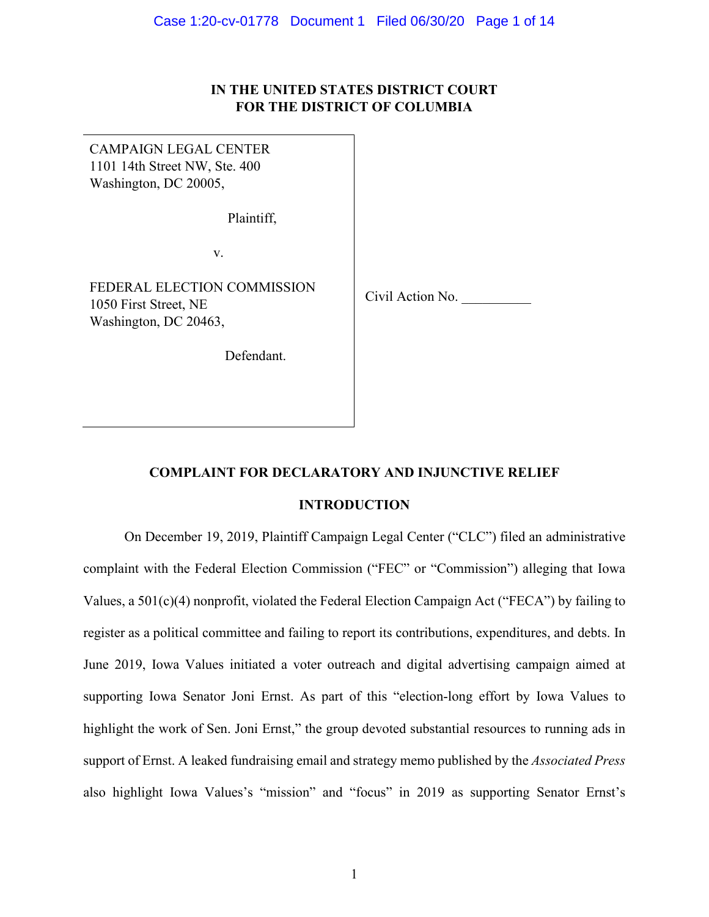# IN THE UNITED STATES DISTRICT COURT FOR THE DISTRICT OF COLUMBIA

CAMPAIGN LEGAL CENTER
1101 14th Street NW, Ste. 400
Washington, DC 20005,

Plaintiff,

v.

FEDERAL ELECTION COMMISSION
1050 First Street, NE
Washington, DC 20463,

Defendant.

Civil Action No. __________

## COMPLAINT FOR DECLARATORY AND INJUNCTIVE RELIEF

## INTRODUCTION

On December 19, 2019, Plaintiff Campaign Legal Center ("CLC") filed an administrative complaint with the Federal Election Commission ("FEC" or "Commission") alleging that Iowa Values, a 501(c)(4) nonprofit, violated the Federal Election Campaign Act ("FECA") by failing to register as a political committee and failing to report its contributions, expenditures, and debts. In June 2019, Iowa Values initiated a voter outreach and digital advertising campaign aimed at supporting Iowa Senator Joni Ernst. As part of this "election-long effort by Iowa Values to highlight the work of Sen. Joni Ernst," the group devoted substantial resources to running ads in support of Ernst. A leaked fundraising email and strategy memo published by the *Associated Press* also highlight Iowa Values's "mission" and "focus" in 2019 as supporting Senator Ernst's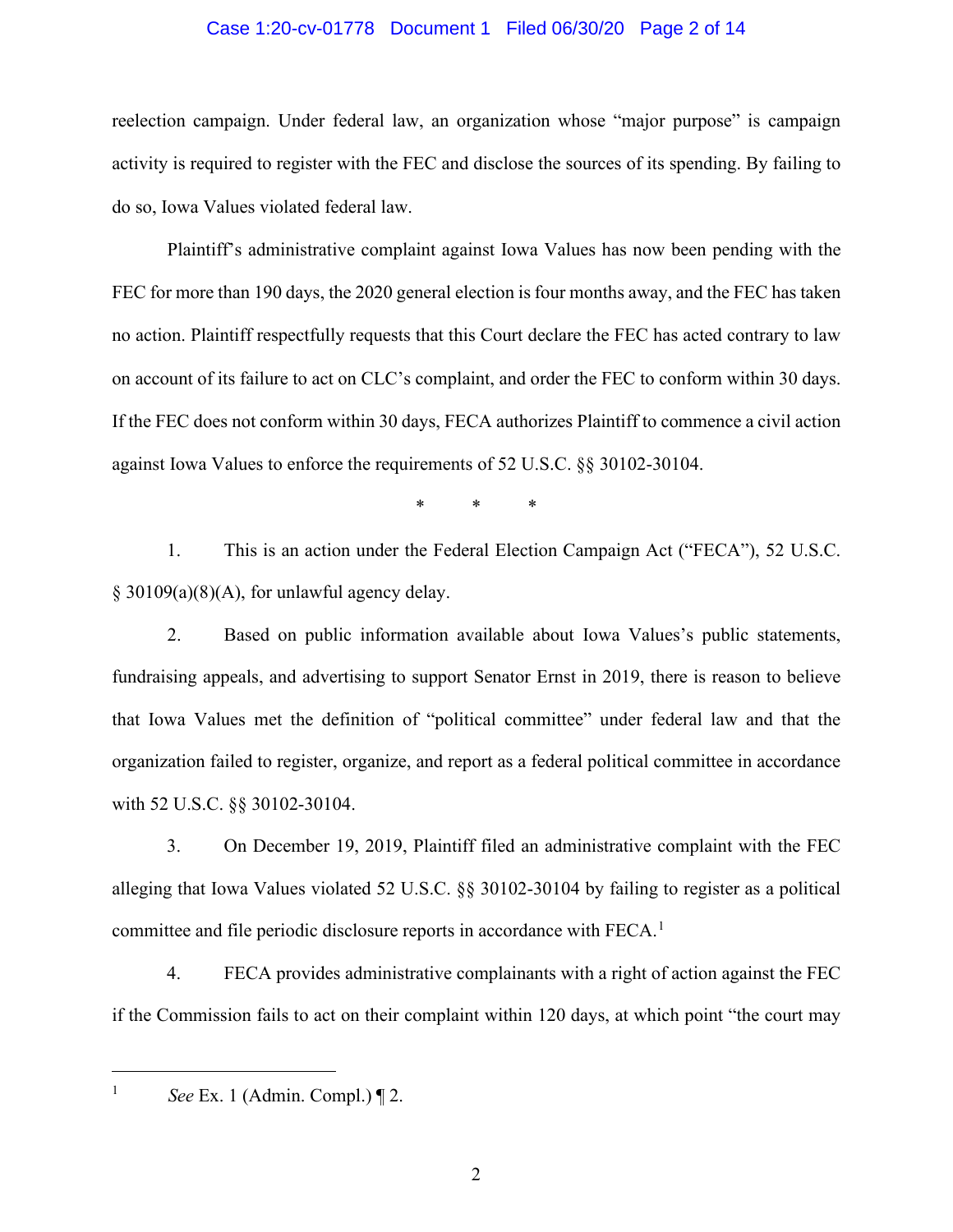reelection campaign. Under federal law, an organization whose "major purpose" is campaign activity is required to register with the FEC and disclose the sources of its spending. By failing to do so, Iowa Values violated federal law.

Plaintiff's administrative complaint against Iowa Values has now been pending with the FEC for more than 190 days, the 2020 general election is four months away, and the FEC has taken no action. Plaintiff respectfully requests that this Court declare the FEC has acted contrary to law on account of its failure to act on CLC's complaint, and order the FEC to conform within 30 days. If the FEC does not conform within 30 days, FECA authorizes Plaintiff to commence a civil action against Iowa Values to enforce the requirements of 52 U.S.C. §§ 30102-30104.

\*       \*       \*

1. This is an action under the Federal Election Campaign Act ("FECA"), 52 U.S.C. § 30109(a)(8)(A), for unlawful agency delay.

2. Based on public information available about Iowa Values's public statements, fundraising appeals, and advertising to support Senator Ernst in 2019, there is reason to believe that Iowa Values met the definition of "political committee" under federal law and that the organization failed to register, organize, and report as a federal political committee in accordance with 52 U.S.C. §§ 30102-30104.

3. On December 19, 2019, Plaintiff filed an administrative complaint with the FEC alleging that Iowa Values violated 52 U.S.C. §§ 30102-30104 by failing to register as a political committee and file periodic disclosure reports in accordance with FECA.[1]

4. FECA provides administrative complainants with a right of action against the FEC if the Commission fails to act on their complaint within 120 days, at which point "the court may

---

[1] *See* Ex. 1 (Admin. Compl.) ¶ 2.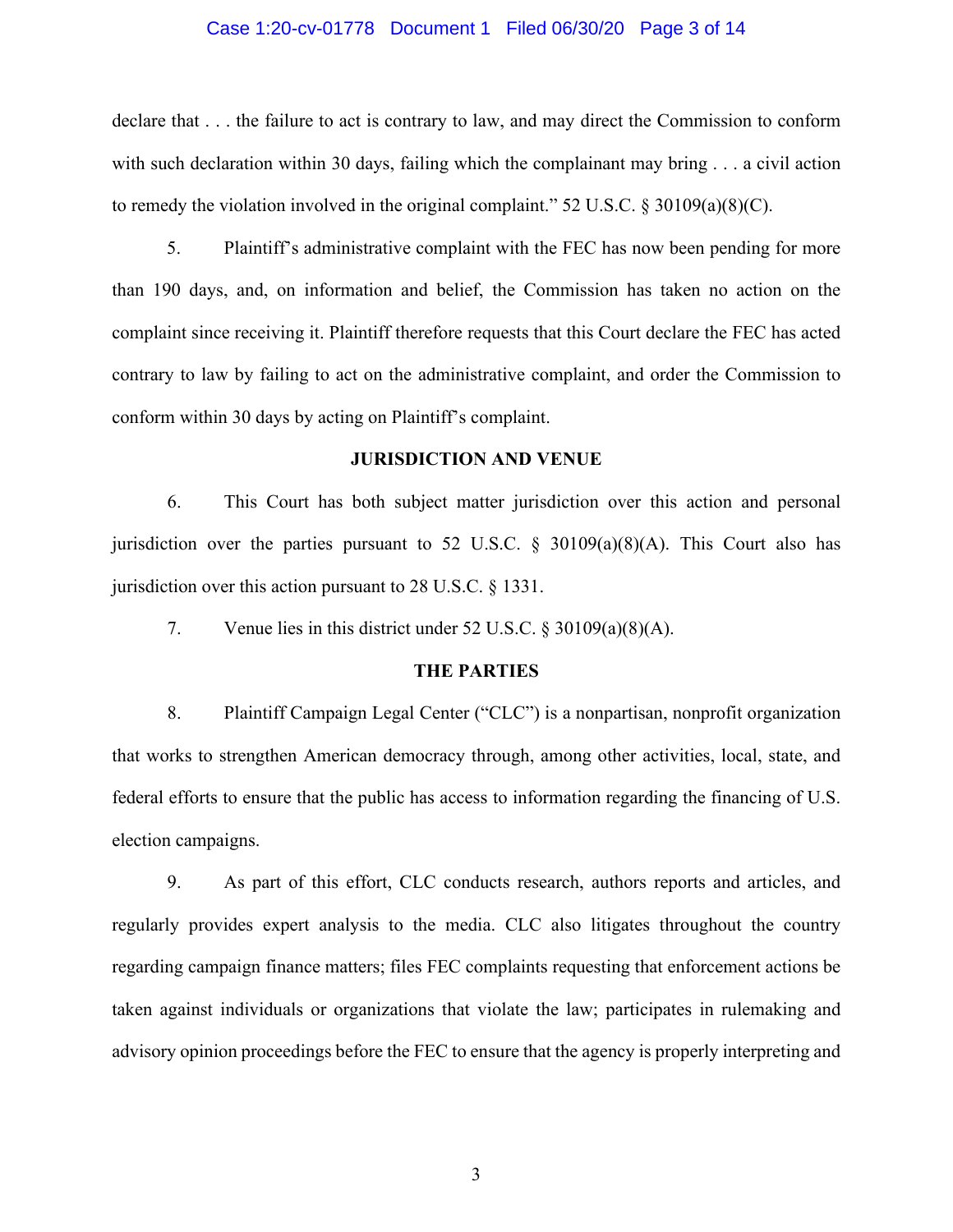declare that . . . the failure to act is contrary to law, and may direct the Commission to conform with such declaration within 30 days, failing which the complainant may bring . . . a civil action to remedy the violation involved in the original complaint." 52 U.S.C. § 30109(a)(8)(C).

5. Plaintiff's administrative complaint with the FEC has now been pending for more than 190 days, and, on information and belief, the Commission has taken no action on the complaint since receiving it. Plaintiff therefore requests that this Court declare the FEC has acted contrary to law by failing to act on the administrative complaint, and order the Commission to conform within 30 days by acting on Plaintiff's complaint.

## JURISDICTION AND VENUE

6. This Court has both subject matter jurisdiction over this action and personal jurisdiction over the parties pursuant to 52 U.S.C. § 30109(a)(8)(A). This Court also has jurisdiction over this action pursuant to 28 U.S.C. § 1331.

7. Venue lies in this district under 52 U.S.C. § 30109(a)(8)(A).

## THE PARTIES

8. Plaintiff Campaign Legal Center ("CLC") is a nonpartisan, nonprofit organization that works to strengthen American democracy through, among other activities, local, state, and federal efforts to ensure that the public has access to information regarding the financing of U.S. election campaigns.

9. As part of this effort, CLC conducts research, authors reports and articles, and regularly provides expert analysis to the media. CLC also litigates throughout the country regarding campaign finance matters; files FEC complaints requesting that enforcement actions be taken against individuals or organizations that violate the law; participates in rulemaking and advisory opinion proceedings before the FEC to ensure that the agency is properly interpreting and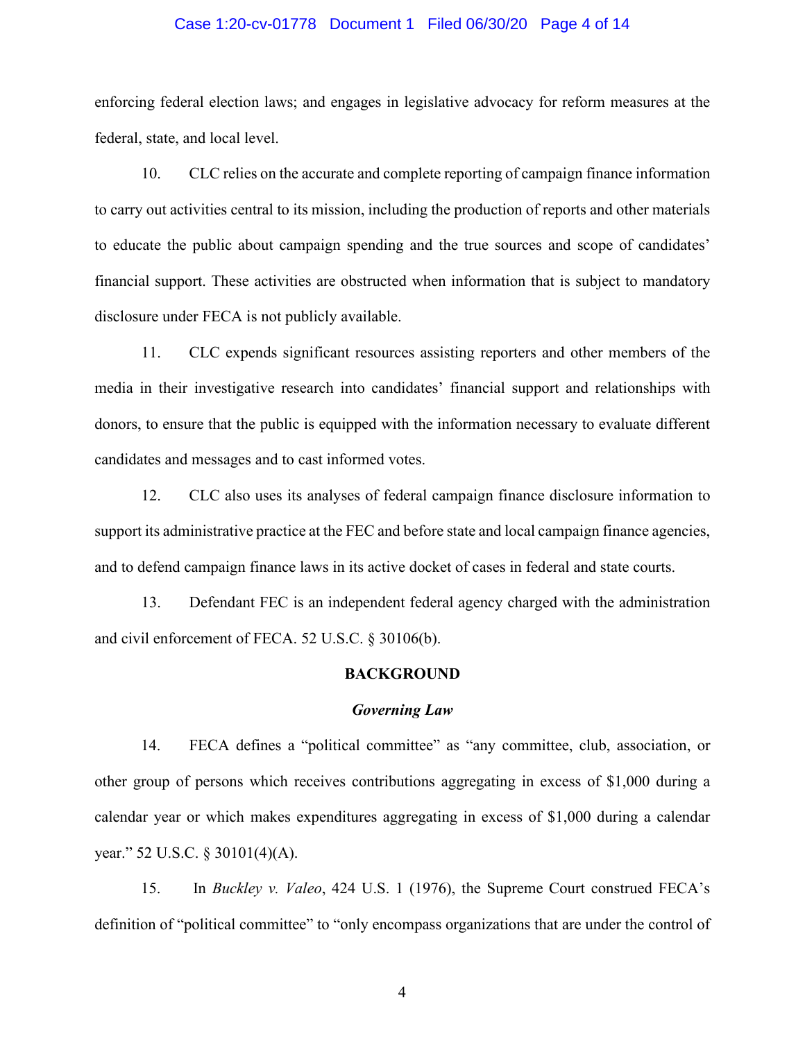enforcing federal election laws; and engages in legislative advocacy for reform measures at the federal, state, and local level.

10. CLC relies on the accurate and complete reporting of campaign finance information to carry out activities central to its mission, including the production of reports and other materials to educate the public about campaign spending and the true sources and scope of candidates' financial support. These activities are obstructed when information that is subject to mandatory disclosure under FECA is not publicly available.

11. CLC expends significant resources assisting reporters and other members of the media in their investigative research into candidates' financial support and relationships with donors, to ensure that the public is equipped with the information necessary to evaluate different candidates and messages and to cast informed votes.

12. CLC also uses its analyses of federal campaign finance disclosure information to support its administrative practice at the FEC and before state and local campaign finance agencies, and to defend campaign finance laws in its active docket of cases in federal and state courts.

13. Defendant FEC is an independent federal agency charged with the administration and civil enforcement of FECA. 52 U.S.C. § 30106(b).

## BACKGROUND

### *Governing Law*

14. FECA defines a "political committee" as "any committee, club, association, or other group of persons which receives contributions aggregating in excess of $1,000 during a calendar year or which makes expenditures aggregating in excess of $1,000 during a calendar year." 52 U.S.C. § 30101(4)(A).

15. In *Buckley v. Valeo*, 424 U.S. 1 (1976), the Supreme Court construed FECA's definition of "political committee" to "only encompass organizations that are under the control of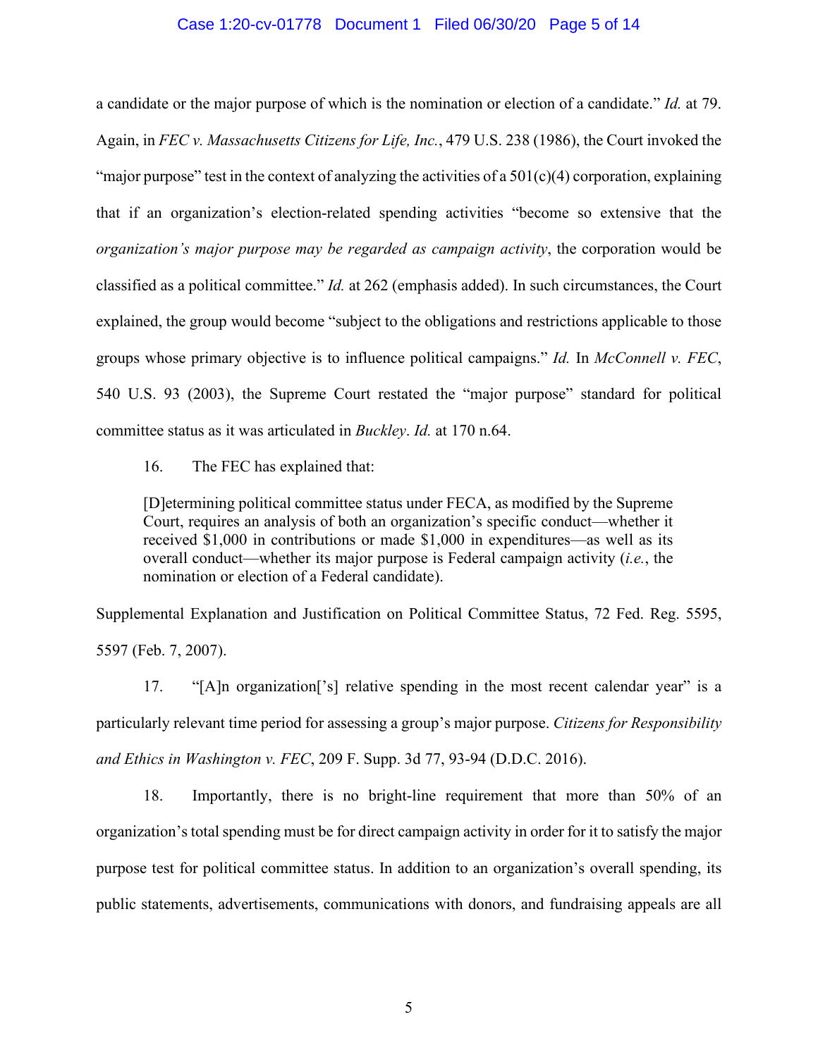a candidate or the major purpose of which is the nomination or election of a candidate." *Id.* at 79. Again, in *FEC v. Massachusetts Citizens for Life, Inc.*, 479 U.S. 238 (1986), the Court invoked the "major purpose" test in the context of analyzing the activities of a 501(c)(4) corporation, explaining that if an organization's election-related spending activities "become so extensive that the *organization's major purpose may be regarded as campaign activity*, the corporation would be classified as a political committee." *Id.* at 262 (emphasis added). In such circumstances, the Court explained, the group would become "subject to the obligations and restrictions applicable to those groups whose primary objective is to influence political campaigns." *Id.* In *McConnell v. FEC*, 540 U.S. 93 (2003), the Supreme Court restated the "major purpose" standard for political committee status as it was articulated in *Buckley*. *Id.* at 170 n.64.

16. The FEC has explained that:

> [D]etermining political committee status under FECA, as modified by the Supreme Court, requires an analysis of both an organization's specific conduct—whether it received $1,000 in contributions or made $1,000 in expenditures—as well as its overall conduct—whether its major purpose is Federal campaign activity (*i.e.*, the nomination or election of a Federal candidate).

Supplemental Explanation and Justification on Political Committee Status, 72 Fed. Reg. 5595, 5597 (Feb. 7, 2007).

17. "[A]n organization['s] relative spending in the most recent calendar year" is a particularly relevant time period for assessing a group's major purpose. *Citizens for Responsibility and Ethics in Washington v. FEC*, 209 F. Supp. 3d 77, 93-94 (D.D.C. 2016).

18. Importantly, there is no bright-line requirement that more than 50% of an organization's total spending must be for direct campaign activity in order for it to satisfy the major purpose test for political committee status. In addition to an organization's overall spending, its public statements, advertisements, communications with donors, and fundraising appeals are all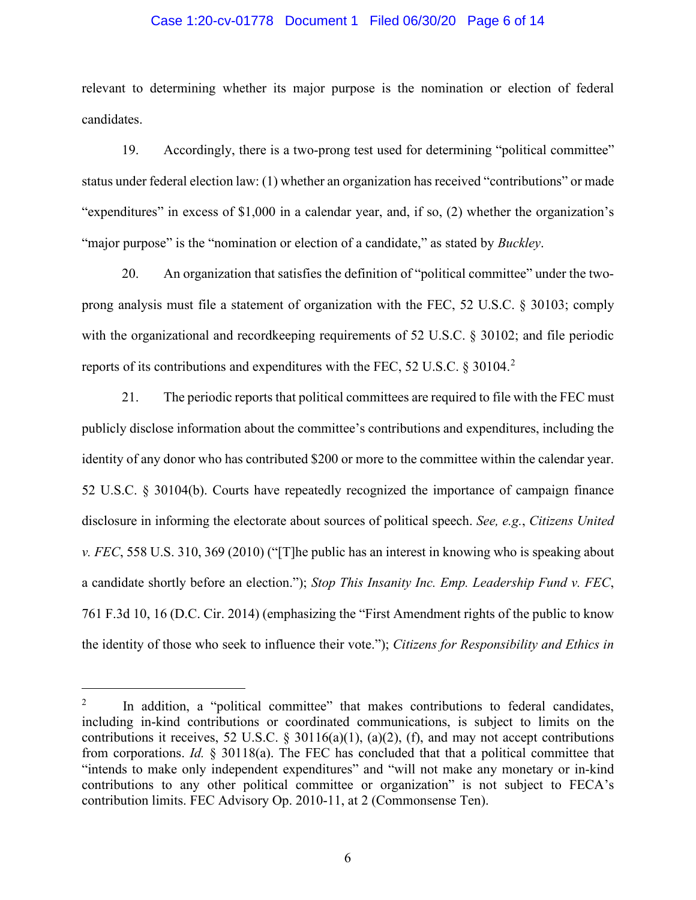relevant to determining whether its major purpose is the nomination or election of federal candidates.

19. Accordingly, there is a two-prong test used for determining "political committee" status under federal election law: (1) whether an organization has received "contributions" or made "expenditures" in excess of $1,000 in a calendar year, and, if so, (2) whether the organization's "major purpose" is the "nomination or election of a candidate," as stated by *Buckley*.

20. An organization that satisfies the definition of "political committee" under the two-prong analysis must file a statement of organization with the FEC, 52 U.S.C. § 30103; comply with the organizational and recordkeeping requirements of 52 U.S.C. § 30102; and file periodic reports of its contributions and expenditures with the FEC, 52 U.S.C. § 30104.[2]

21. The periodic reports that political committees are required to file with the FEC must publicly disclose information about the committee's contributions and expenditures, including the identity of any donor who has contributed $200 or more to the committee within the calendar year. 52 U.S.C. § 30104(b). Courts have repeatedly recognized the importance of campaign finance disclosure in informing the electorate about sources of political speech. *See, e.g.*, *Citizens United v. FEC*, 558 U.S. 310, 369 (2010) ("[T]he public has an interest in knowing who is speaking about a candidate shortly before an election."); *Stop This Insanity Inc. Emp. Leadership Fund v. FEC*, 761 F.3d 10, 16 (D.C. Cir. 2014) (emphasizing the "First Amendment rights of the public to know the identity of those who seek to influence their vote."); *Citizens for Responsibility and Ethics in*

---

[2] In addition, a "political committee" that makes contributions to federal candidates, including in-kind contributions or coordinated communications, is subject to limits on the contributions it receives, 52 U.S.C. § 30116(a)(1), (a)(2), (f), and may not accept contributions from corporations. *Id.* § 30118(a). The FEC has concluded that that a political committee that "intends to make only independent expenditures" and "will not make any monetary or in-kind contributions to any other political committee or organization" is not subject to FECA's contribution limits. FEC Advisory Op. 2010-11, at 2 (Commonsense Ten).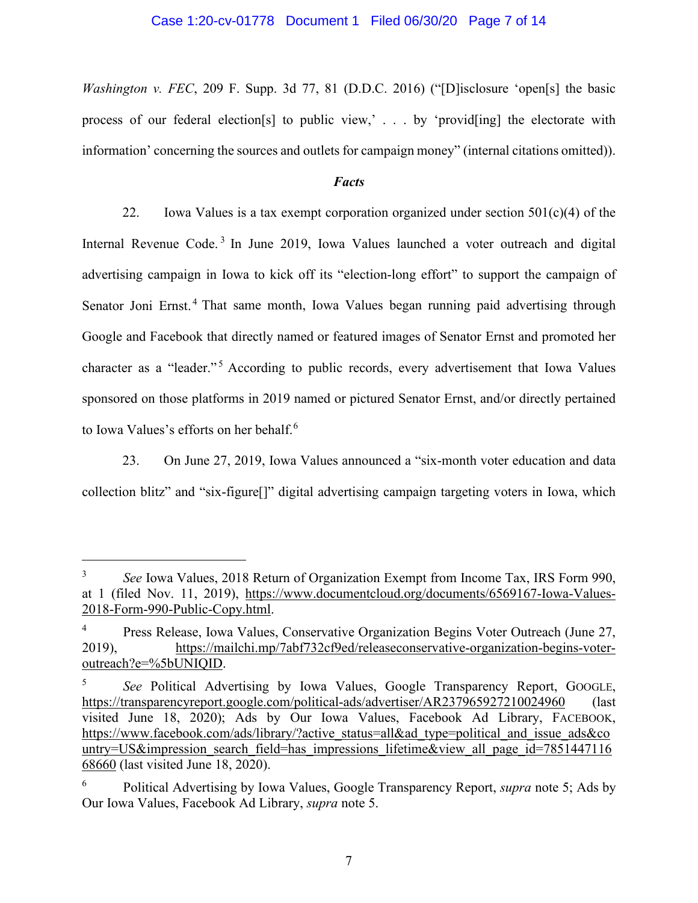*Washington v. FEC*, 209 F. Supp. 3d 77, 81 (D.D.C. 2016) ("[D]isclosure 'open[s] the basic process of our federal election[s] to public view,' . . . by 'provid[ing] the electorate with information' concerning the sources and outlets for campaign money" (internal citations omitted)).

***Facts***

22. Iowa Values is a tax exempt corporation organized under section 501(c)(4) of the Internal Revenue Code.[3] In June 2019, Iowa Values launched a voter outreach and digital advertising campaign in Iowa to kick off its "election-long effort" to support the campaign of Senator Joni Ernst.[4] That same month, Iowa Values began running paid advertising through Google and Facebook that directly named or featured images of Senator Ernst and promoted her character as a "leader."[5] According to public records, every advertisement that Iowa Values sponsored on those platforms in 2019 named or pictured Senator Ernst, and/or directly pertained to Iowa Values's efforts on her behalf.[6]

23. On June 27, 2019, Iowa Values announced a "six-month voter education and data collection blitz" and "six-figure[]" digital advertising campaign targeting voters in Iowa, which

---

[3] *See* Iowa Values, 2018 Return of Organization Exempt from Income Tax, IRS Form 990, at 1 (filed Nov. 11, 2019), https://www.documentcloud.org/documents/6569167-Iowa-Values-2018-Form-990-Public-Copy.html.

[4] Press Release, Iowa Values, Conservative Organization Begins Voter Outreach (June 27, 2019), https://mailchi.mp/7abf732cf9ed/releaseconservative-organization-begins-voter-outreach?e=%5bUNIQID.

[5] *See* Political Advertising by Iowa Values, Google Transparency Report, GOOGLE, https://transparencyreport.google.com/political-ads/advertiser/AR237965927210024960 (last visited June 18, 2020); Ads by Our Iowa Values, Facebook Ad Library, FACEBOOK, https://www.facebook.com/ads/library/?active_status=all&ad_type=political_and_issue_ads&country=US&impression_search_field=has_impressions_lifetime&view_all_page_id=785144711668660 (last visited June 18, 2020).

[6] Political Advertising by Iowa Values, Google Transparency Report, *supra* note 5; Ads by Our Iowa Values, Facebook Ad Library, *supra* note 5.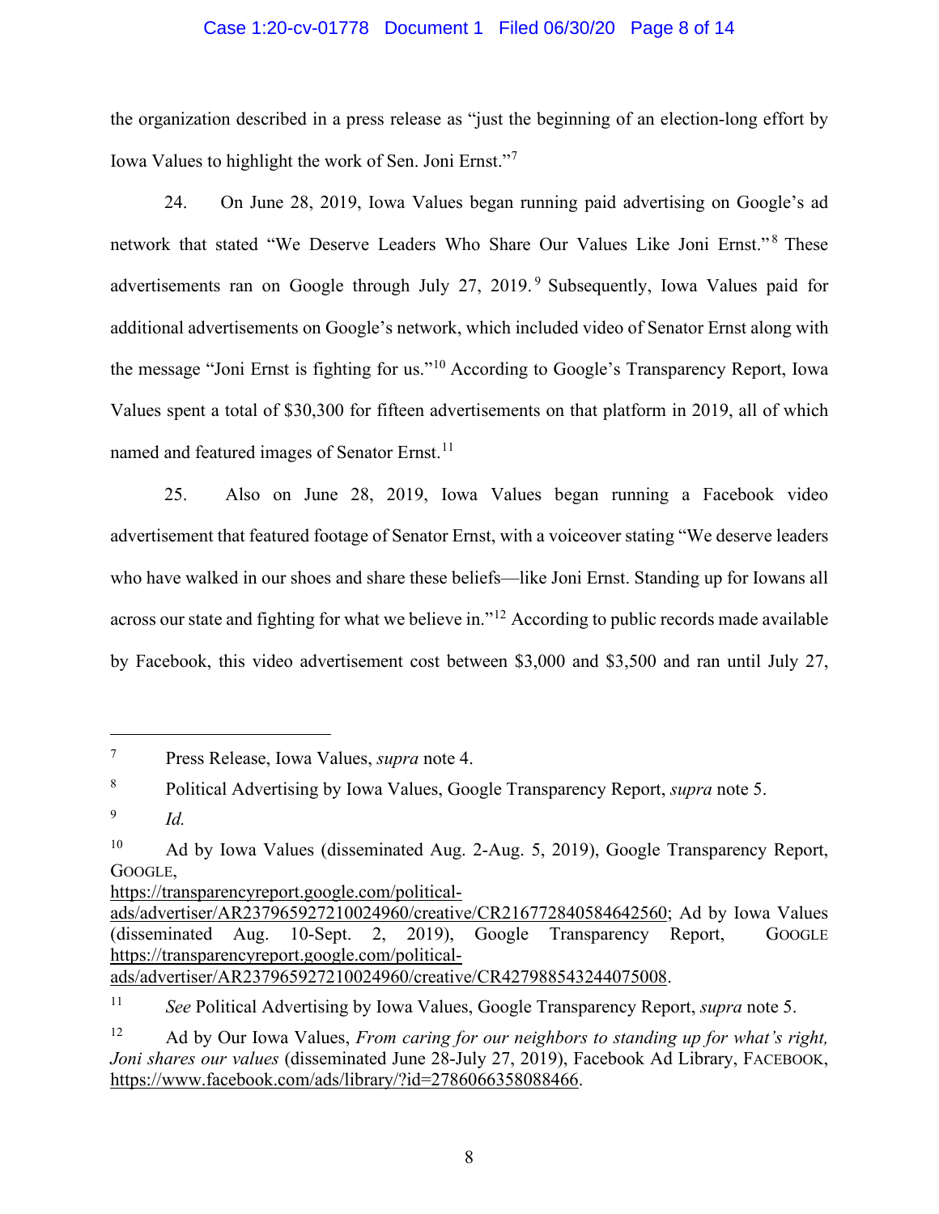the organization described in a press release as "just the beginning of an election-long effort by Iowa Values to highlight the work of Sen. Joni Ernst."[7]

24. On June 28, 2019, Iowa Values began running paid advertising on Google's ad network that stated "We Deserve Leaders Who Share Our Values Like Joni Ernst."[8] These advertisements ran on Google through July 27, 2019.[9] Subsequently, Iowa Values paid for additional advertisements on Google's network, which included video of Senator Ernst along with the message "Joni Ernst is fighting for us."[10] According to Google's Transparency Report, Iowa Values spent a total of $30,300 for fifteen advertisements on that platform in 2019, all of which named and featured images of Senator Ernst.[11]

25. Also on June 28, 2019, Iowa Values began running a Facebook video advertisement that featured footage of Senator Ernst, with a voiceover stating "We deserve leaders who have walked in our shoes and share these beliefs—like Joni Ernst. Standing up for Iowans all across our state and fighting for what we believe in."[12] According to public records made available by Facebook, this video advertisement cost between $3,000 and $3,500 and ran until July 27,

---

[7] Press Release, Iowa Values, *supra* note 4.

[8] Political Advertising by Iowa Values, Google Transparency Report, *supra* note 5.

[9] *Id.*

[10] Ad by Iowa Values (disseminated Aug. 2-Aug. 5, 2019), Google Transparency Report, GOOGLE, https://transparencyreport.google.com/political-ads/advertiser/AR237965927210024960/creative/CR216772840584642560; Ad by Iowa Values (disseminated Aug. 10-Sept. 2, 2019), Google Transparency Report, GOOGLE https://transparencyreport.google.com/political-ads/advertiser/AR237965927210024960/creative/CR427988543244075008.

[11] *See* Political Advertising by Iowa Values, Google Transparency Report, *supra* note 5.

[12] Ad by Our Iowa Values, *From caring for our neighbors to standing up for what's right, Joni shares our values* (disseminated June 28-July 27, 2019), Facebook Ad Library, FACEBOOK, https://www.facebook.com/ads/library/?id=2786066358088466.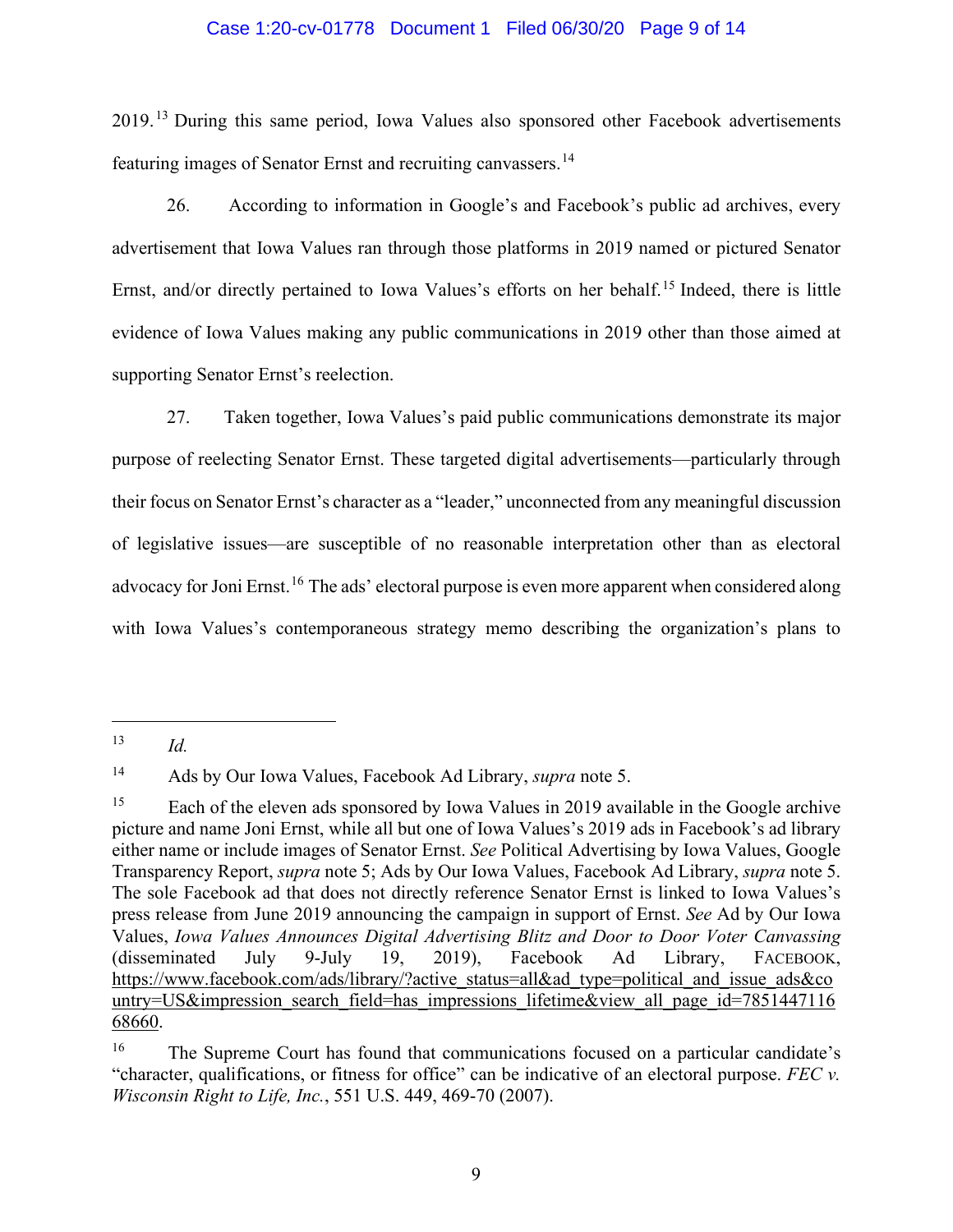2019.[13] During this same period, Iowa Values also sponsored other Facebook advertisements featuring images of Senator Ernst and recruiting canvassers.[14]

26. According to information in Google's and Facebook's public ad archives, every advertisement that Iowa Values ran through those platforms in 2019 named or pictured Senator Ernst, and/or directly pertained to Iowa Values's efforts on her behalf.[15] Indeed, there is little evidence of Iowa Values making any public communications in 2019 other than those aimed at supporting Senator Ernst's reelection.

27. Taken together, Iowa Values's paid public communications demonstrate its major purpose of reelecting Senator Ernst. These targeted digital advertisements—particularly through their focus on Senator Ernst's character as a "leader," unconnected from any meaningful discussion of legislative issues—are susceptible of no reasonable interpretation other than as electoral advocacy for Joni Ernst.[16] The ads' electoral purpose is even more apparent when considered along with Iowa Values's contemporaneous strategy memo describing the organization's plans to

---

[13] *Id.*

[14] Ads by Our Iowa Values, Facebook Ad Library, *supra* note 5.

[15] Each of the eleven ads sponsored by Iowa Values in 2019 available in the Google archive picture and name Joni Ernst, while all but one of Iowa Values's 2019 ads in Facebook's ad library either name or include images of Senator Ernst. *See* Political Advertising by Iowa Values, Google Transparency Report, *supra* note 5; Ads by Our Iowa Values, Facebook Ad Library, *supra* note 5. The sole Facebook ad that does not directly reference Senator Ernst is linked to Iowa Values's press release from June 2019 announcing the campaign in support of Ernst. *See* Ad by Our Iowa Values, *Iowa Values Announces Digital Advertising Blitz and Door to Door Voter Canvassing* (disseminated July 9-July 19, 2019), Facebook Ad Library, FACEBOOK, https://www.facebook.com/ads/library/?active_status=all&ad_type=political_and_issue_ads&country=US&impression_search_field=has_impressions_lifetime&view_all_page_id=785144711668660.

[16] The Supreme Court has found that communications focused on a particular candidate's "character, qualifications, or fitness for office" can be indicative of an electoral purpose. *FEC v. Wisconsin Right to Life, Inc.*, 551 U.S. 449, 469-70 (2007).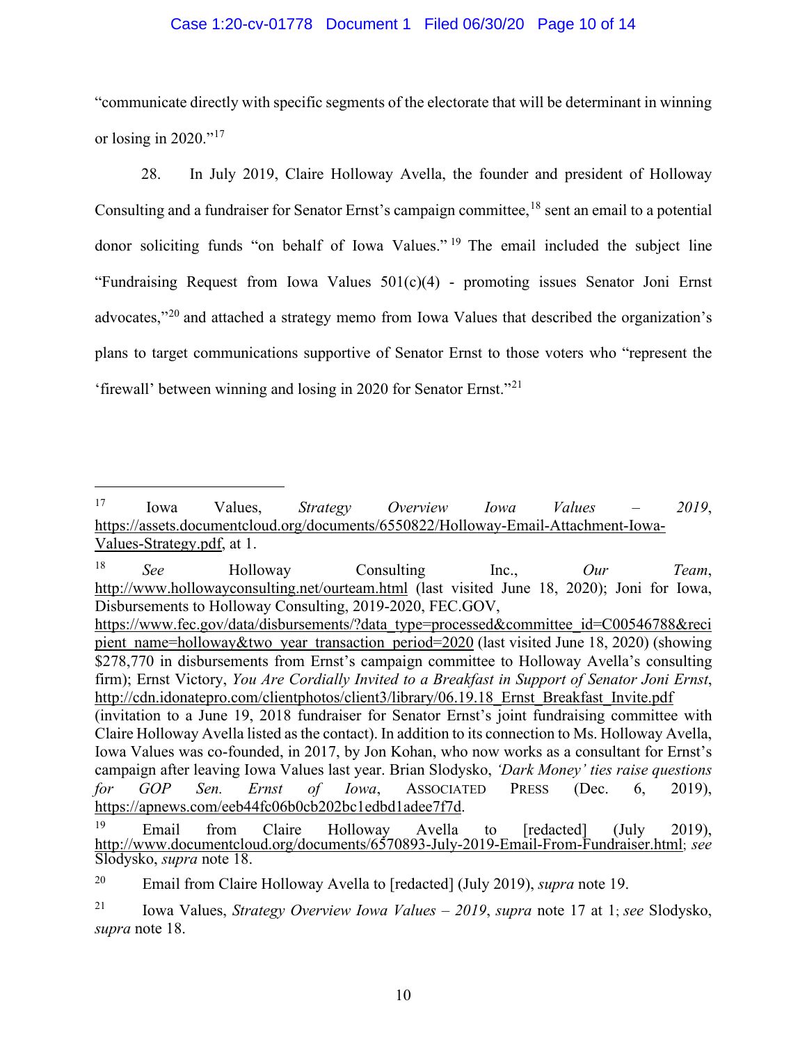"communicate directly with specific segments of the electorate that will be determinant in winning or losing in 2020."[17]

28. In July 2019, Claire Holloway Avella, the founder and president of Holloway Consulting and a fundraiser for Senator Ernst's campaign committee,[18] sent an email to a potential donor soliciting funds "on behalf of Iowa Values."[19] The email included the subject line "Fundraising Request from Iowa Values 501(c)(4) - promoting issues Senator Joni Ernst advocates,"[20] and attached a strategy memo from Iowa Values that described the organization's plans to target communications supportive of Senator Ernst to those voters who "represent the 'firewall' between winning and losing in 2020 for Senator Ernst."[21]

---

[17] Iowa Values, *Strategy Overview Iowa Values – 2019*, https://assets.documentcloud.org/documents/6550822/Holloway-Email-Attachment-Iowa-Values-Strategy.pdf, at 1.

[18] *See* Holloway Consulting Inc., *Our Team*, http://www.hollowayconsulting.net/ourteam.html (last visited June 18, 2020); Joni for Iowa, Disbursements to Holloway Consulting, 2019-2020, FEC.GOV, https://www.fec.gov/data/disbursements/?data_type=processed&committee_id=C00546788&recipient_name=holloway&two_year_transaction_period=2020 (last visited June 18, 2020) (showing $278,770 in disbursements from Ernst's campaign committee to Holloway Avella's consulting firm); Ernst Victory, *You Are Cordially Invited to a Breakfast in Support of Senator Joni Ernst*, http://cdn.idonatepro.com/clientphotos/client3/library/06.19.18_Ernst_Breakfast_Invite.pdf (invitation to a June 19, 2018 fundraiser for Senator Ernst's joint fundraising committee with Claire Holloway Avella listed as the contact). In addition to its connection to Ms. Holloway Avella, Iowa Values was co-founded, in 2017, by Jon Kohan, who now works as a consultant for Ernst's campaign after leaving Iowa Values last year. Brian Slodysko, *'Dark Money' ties raise questions for GOP Sen. Ernst of Iowa*, ASSOCIATED PRESS (Dec. 6, 2019), https://apnews.com/eeb44fc06b0cb202bc1edbd1adee7f7d.

[19] Email from Claire Holloway Avella to [redacted] (July 2019), http://www.documentcloud.org/documents/6570893-July-2019-Email-From-Fundraiser.html; *see* Slodysko, *supra* note 18.

[20] Email from Claire Holloway Avella to [redacted] (July 2019), *supra* note 19.

[21] Iowa Values, *Strategy Overview Iowa Values – 2019*, *supra* note 17 at 1; *see* Slodysko, *supra* note 18.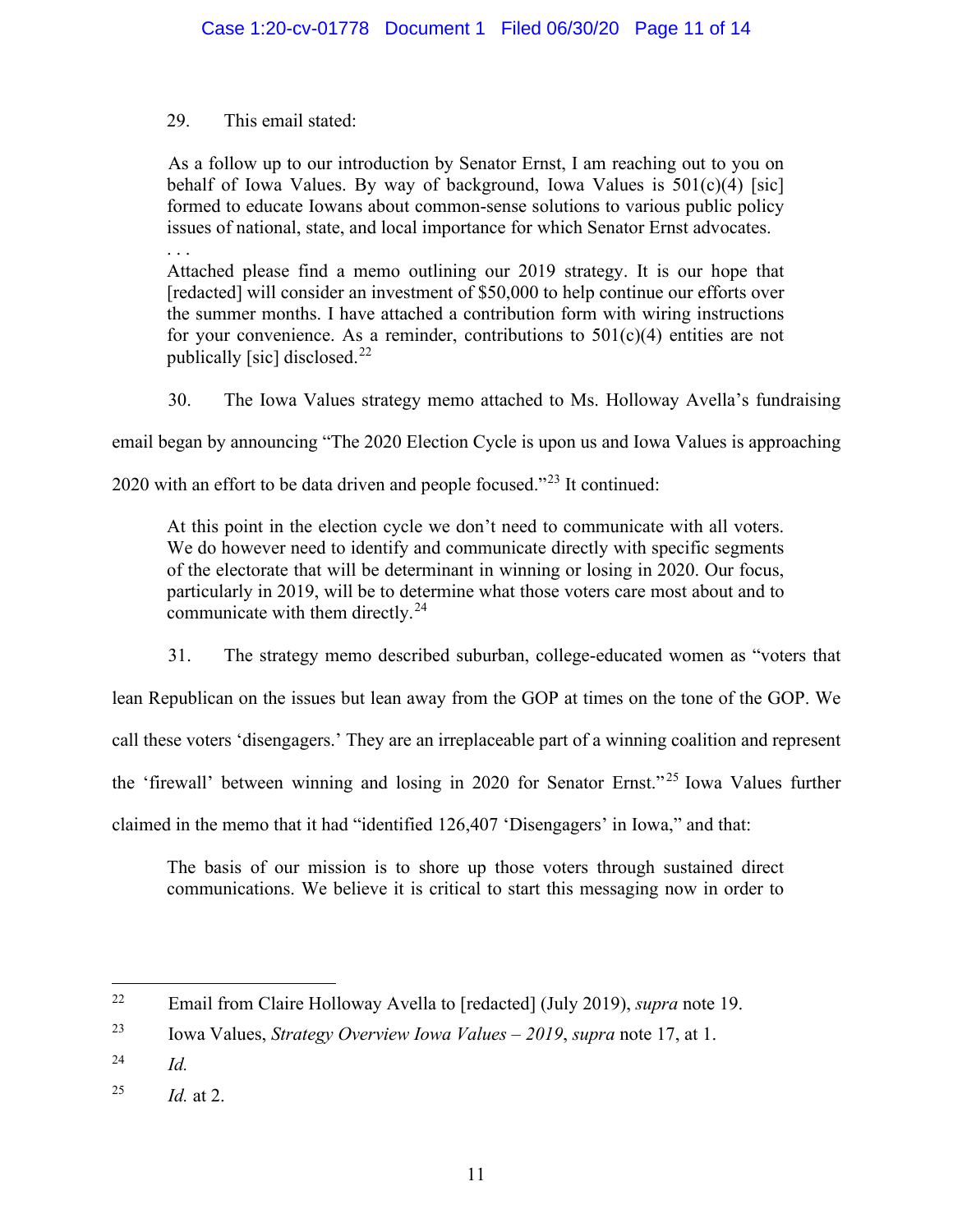29. This email stated:

> As a follow up to our introduction by Senator Ernst, I am reaching out to you on behalf of Iowa Values. By way of background, Iowa Values is 501(c)(4) [sic] formed to educate Iowans about common-sense solutions to various public policy issues of national, state, and local importance for which Senator Ernst advocates.
>
> . . .
>
> Attached please find a memo outlining our 2019 strategy. It is our hope that [redacted] will consider an investment of $50,000 to help continue our efforts over the summer months. I have attached a contribution form with wiring instructions for your convenience. As a reminder, contributions to 501(c)(4) entities are not publically [sic] disclosed.[22]

30. The Iowa Values strategy memo attached to Ms. Holloway Avella's fundraising email began by announcing "The 2020 Election Cycle is upon us and Iowa Values is approaching 2020 with an effort to be data driven and people focused."[23] It continued:

> At this point in the election cycle we don't need to communicate with all voters. We do however need to identify and communicate directly with specific segments of the electorate that will be determinant in winning or losing in 2020. Our focus, particularly in 2019, will be to determine what those voters care most about and to communicate with them directly.[24]

31. The strategy memo described suburban, college-educated women as "voters that lean Republican on the issues but lean away from the GOP at times on the tone of the GOP. We call these voters 'disengagers.' They are an irreplaceable part of a winning coalition and represent the 'firewall' between winning and losing in 2020 for Senator Ernst."[25] Iowa Values further claimed in the memo that it had "identified 126,407 'Disengagers' in Iowa," and that:

> The basis of our mission is to shore up those voters through sustained direct communications. We believe it is critical to start this messaging now in order to

---

[22] Email from Claire Holloway Avella to [redacted] (July 2019), *supra* note 19.

[23] Iowa Values, *Strategy Overview Iowa Values – 2019*, *supra* note 17, at 1.

[24] *Id.*

[25] *Id.* at 2.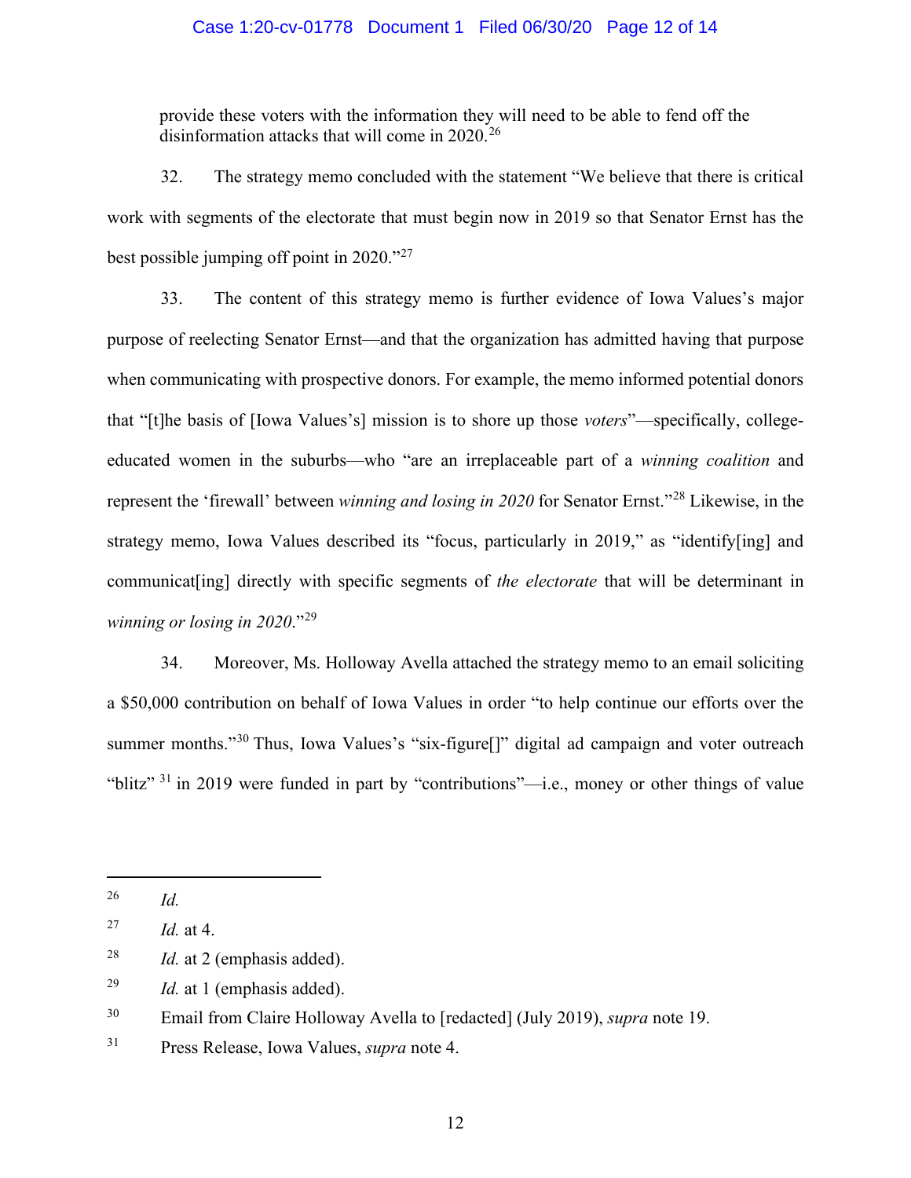provide these voters with the information they will need to be able to fend off the disinformation attacks that will come in 2020.[26]

32. The strategy memo concluded with the statement "We believe that there is critical work with segments of the electorate that must begin now in 2019 so that Senator Ernst has the best possible jumping off point in 2020."[27]

33. The content of this strategy memo is further evidence of Iowa Values's major purpose of reelecting Senator Ernst—and that the organization has admitted having that purpose when communicating with prospective donors. For example, the memo informed potential donors that "[t]he basis of [Iowa Values's] mission is to shore up those *voters*"—specifically, college-educated women in the suburbs—who "are an irreplaceable part of a *winning coalition* and represent the 'firewall' between *winning and losing in 2020* for Senator Ernst."[28] Likewise, in the strategy memo, Iowa Values described its "focus, particularly in 2019," as "identify[ing] and communicat[ing] directly with specific segments of *the electorate* that will be determinant in *winning or losing in 2020*."[29]

34. Moreover, Ms. Holloway Avella attached the strategy memo to an email soliciting a $50,000 contribution on behalf of Iowa Values in order "to help continue our efforts over the summer months."[30] Thus, Iowa Values's "six-figure[]" digital ad campaign and voter outreach "blitz"[31] in 2019 were funded in part by "contributions"—i.e., money or other things of value

---

26 *Id.*

27 *Id.* at 4.

28 *Id.* at 2 (emphasis added).

29 *Id.* at 1 (emphasis added).

30 Email from Claire Holloway Avella to [redacted] (July 2019), *supra* note 19.

31 Press Release, Iowa Values, *supra* note 4.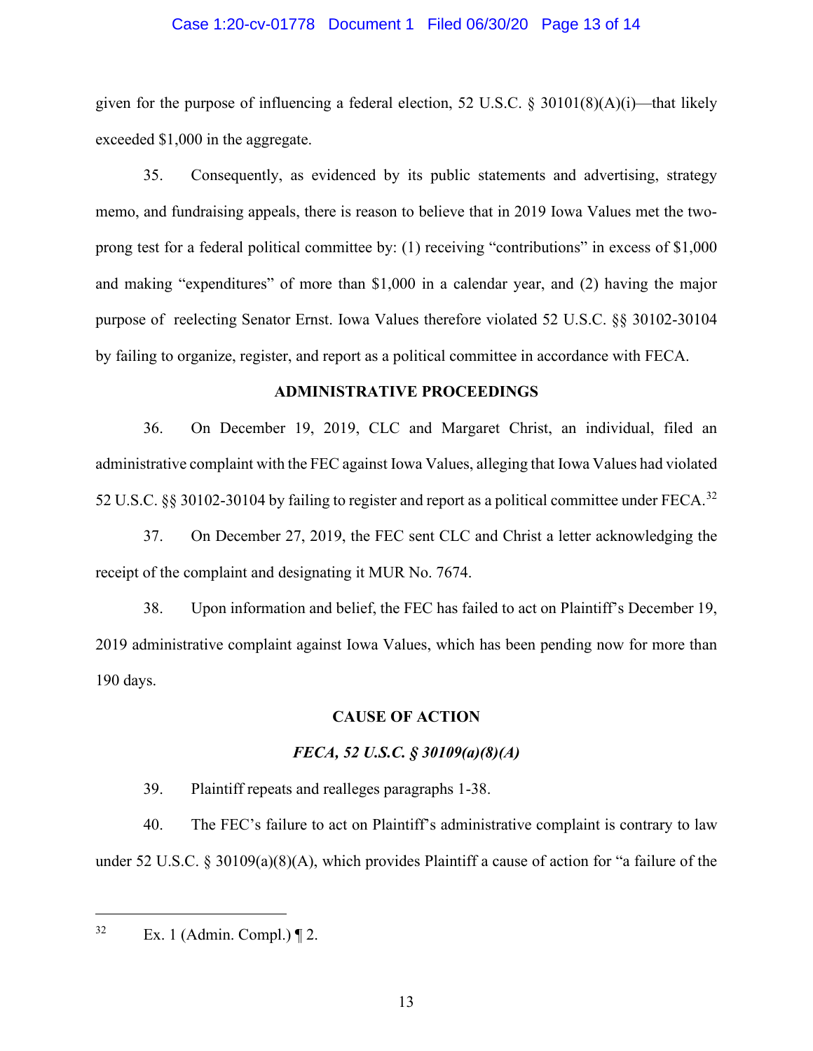given for the purpose of influencing a federal election, 52 U.S.C. § 30101(8)(A)(i)—that likely exceeded $1,000 in the aggregate.

35. Consequently, as evidenced by its public statements and advertising, strategy memo, and fundraising appeals, there is reason to believe that in 2019 Iowa Values met the two-prong test for a federal political committee by: (1) receiving "contributions" in excess of $1,000 and making "expenditures" of more than $1,000 in a calendar year, and (2) having the major purpose of reelecting Senator Ernst. Iowa Values therefore violated 52 U.S.C. §§ 30102-30104 by failing to organize, register, and report as a political committee in accordance with FECA.

## ADMINISTRATIVE PROCEEDINGS

36. On December 19, 2019, CLC and Margaret Christ, an individual, filed an administrative complaint with the FEC against Iowa Values, alleging that Iowa Values had violated 52 U.S.C. §§ 30102-30104 by failing to register and report as a political committee under FECA.[32]

37. On December 27, 2019, the FEC sent CLC and Christ a letter acknowledging the receipt of the complaint and designating it MUR No. 7674.

38. Upon information and belief, the FEC has failed to act on Plaintiff's December 19, 2019 administrative complaint against Iowa Values, which has been pending now for more than 190 days.

## CAUSE OF ACTION

### *FECA, 52 U.S.C. § 30109(a)(8)(A)*

39. Plaintiff repeats and realleges paragraphs 1-38.

40. The FEC's failure to act on Plaintiff's administrative complaint is contrary to law under 52 U.S.C. § 30109(a)(8)(A), which provides Plaintiff a cause of action for "a failure of the

---

[32] Ex. 1 (Admin. Compl.) ¶ 2.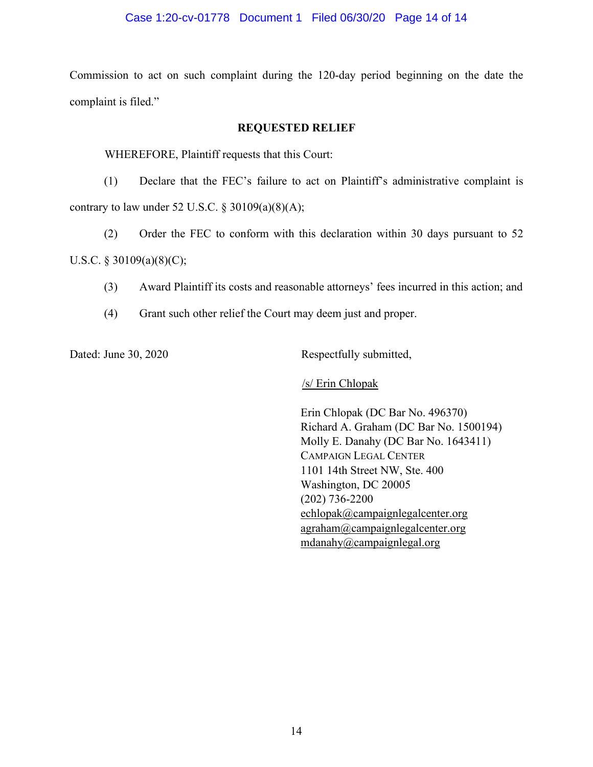Commission to act on such complaint during the 120-day period beginning on the date the complaint is filed."

**REQUESTED RELIEF**

WHEREFORE, Plaintiff requests that this Court:

(1) Declare that the FEC's failure to act on Plaintiff's administrative complaint is contrary to law under 52 U.S.C. § 30109(a)(8)(A);

(2) Order the FEC to conform with this declaration within 30 days pursuant to 52 U.S.C. § 30109(a)(8)(C);

(3) Award Plaintiff its costs and reasonable attorneys' fees incurred in this action; and

(4) Grant such other relief the Court may deem just and proper.

Dated: June 30, 2020

Respectfully submitted,

/s/ Erin Chlopak

Erin Chlopak (DC Bar No. 496370)
Richard A. Graham (DC Bar No. 1500194)
Molly E. Danahy (DC Bar No. 1643411)
CAMPAIGN LEGAL CENTER
1101 14th Street NW, Ste. 400
Washington, DC 20005
(202) 736-2200
echlopak@campaignlegalcenter.org
agraham@campaignlegalcenter.org
mdanahy@campaignlegal.org